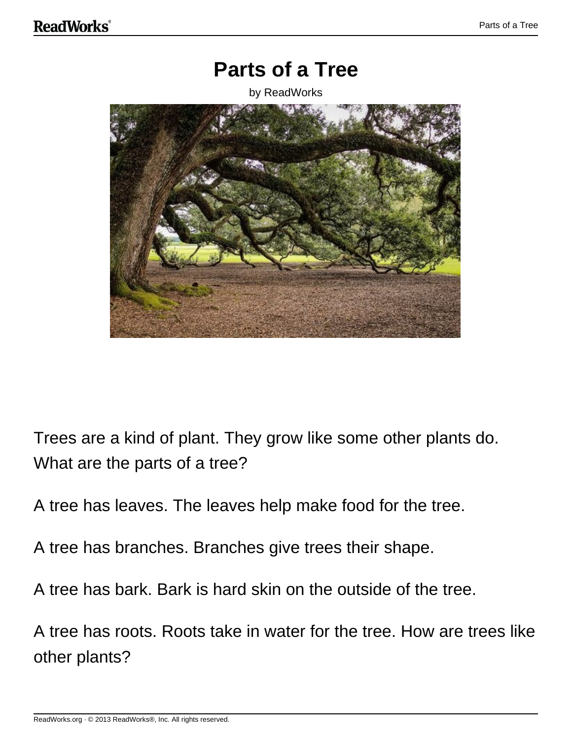# Parts of a Tree

by ReadWorks

Trees are a kind of plant. They grow like some other plants do. What are the parts of a tree?

A tree has leaves. The leaves help make food for the tree.

A tree has branches. Branches give trees their shape.

A tree has bark. Bark is hard skin on the outside of the tree.

A tree has roots. Roots take in water for the tree. How are trees like other plants?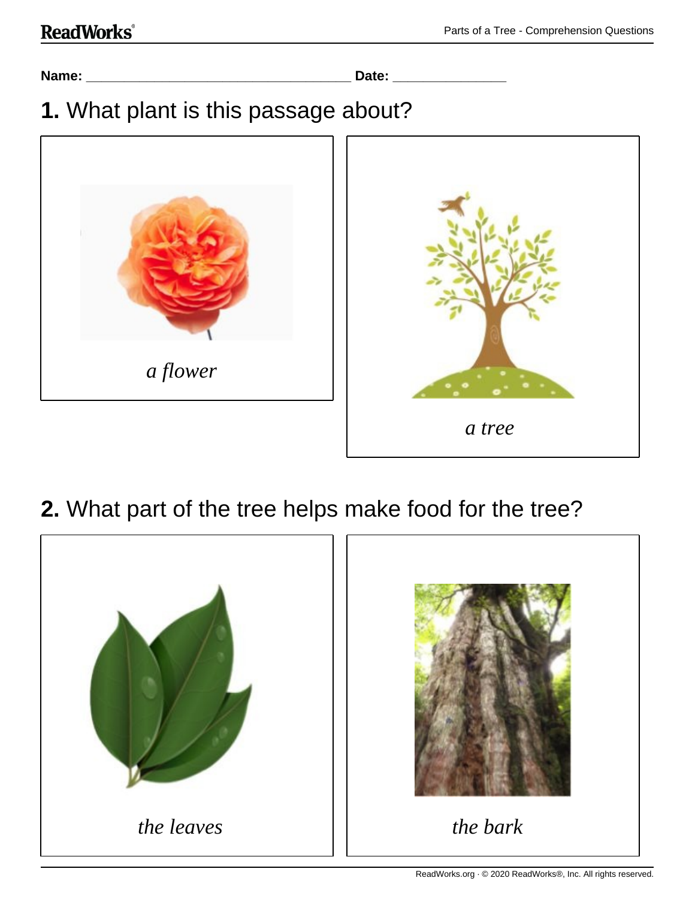**Name:** ___________________________________ **Date:** _______________

**1.** What plant is this passage about?

*a flower*

*a tree*

**2.** What part of the tree helps make food for the tree?

*the leaves*

*the bark*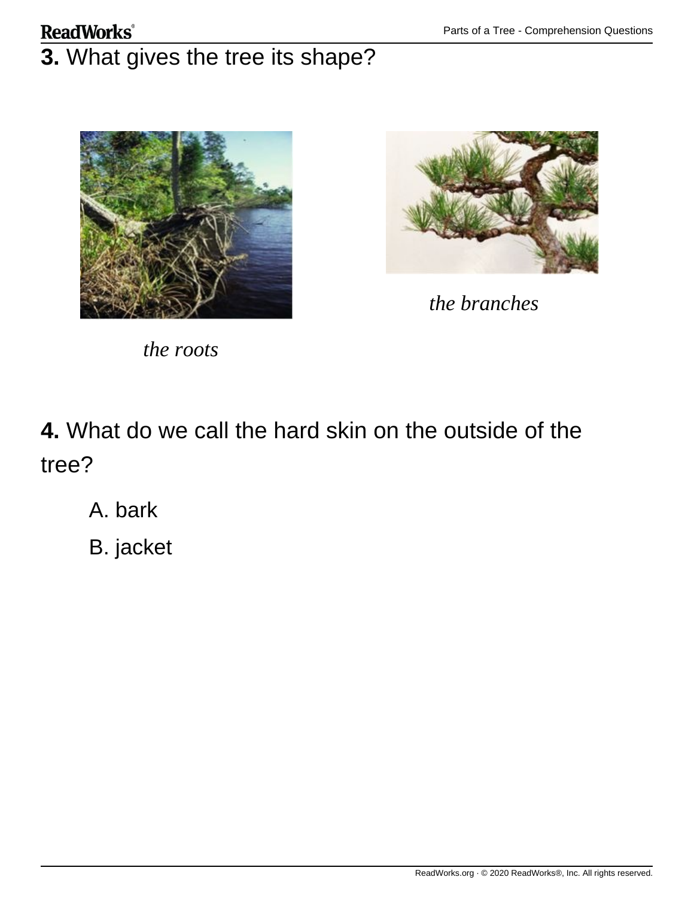**3.** What gives the tree its shape?

*the roots*

*the branches*

**4.** What do we call the hard skin on the outside of the tree?

A. bark

B. jacket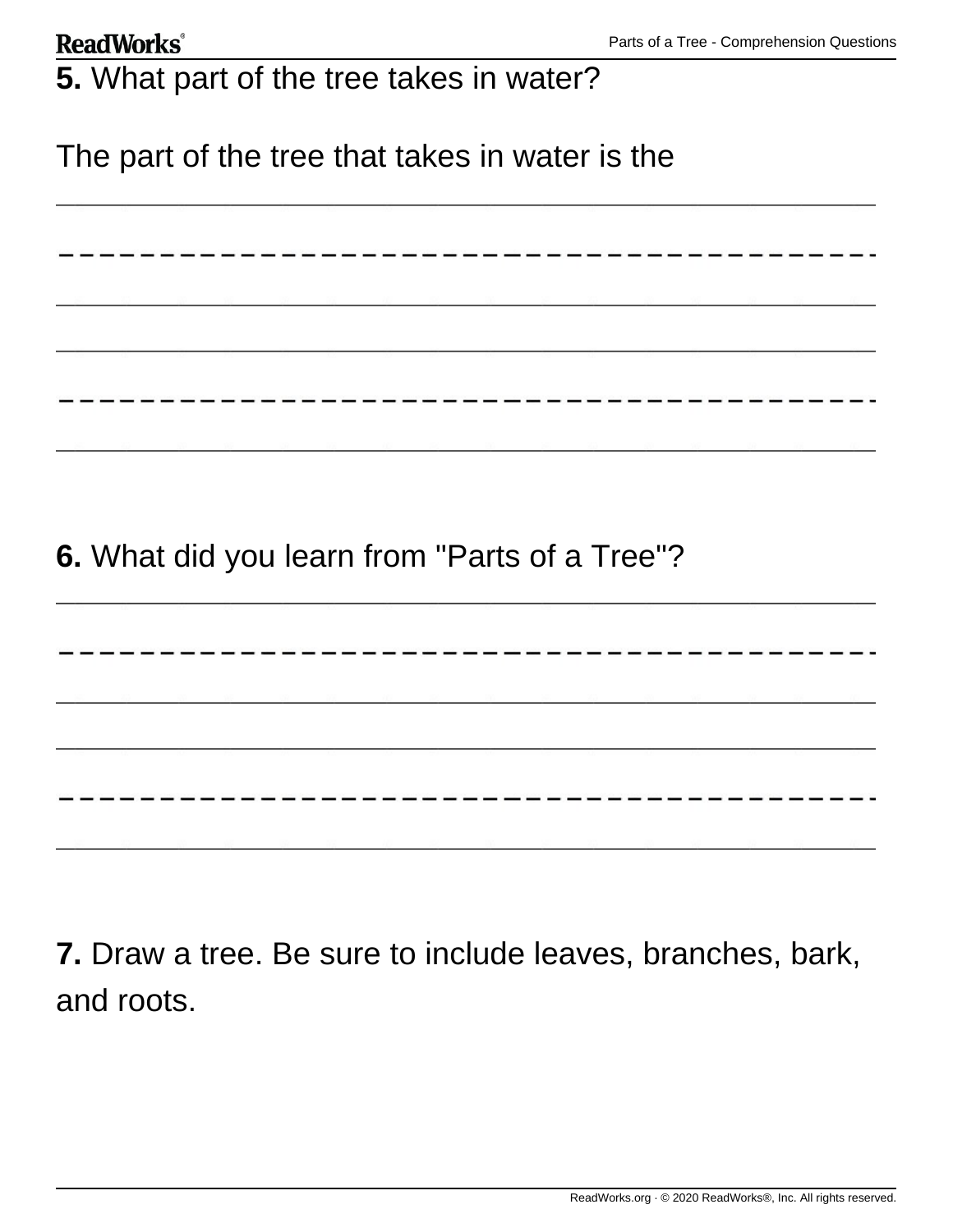**5.** What part of the tree takes in water?

The part of the tree that takes in water is the

**6.** What did you learn from "Parts of a Tree"?

**7.** Draw a tree. Be sure to include leaves, branches, bark, and roots.